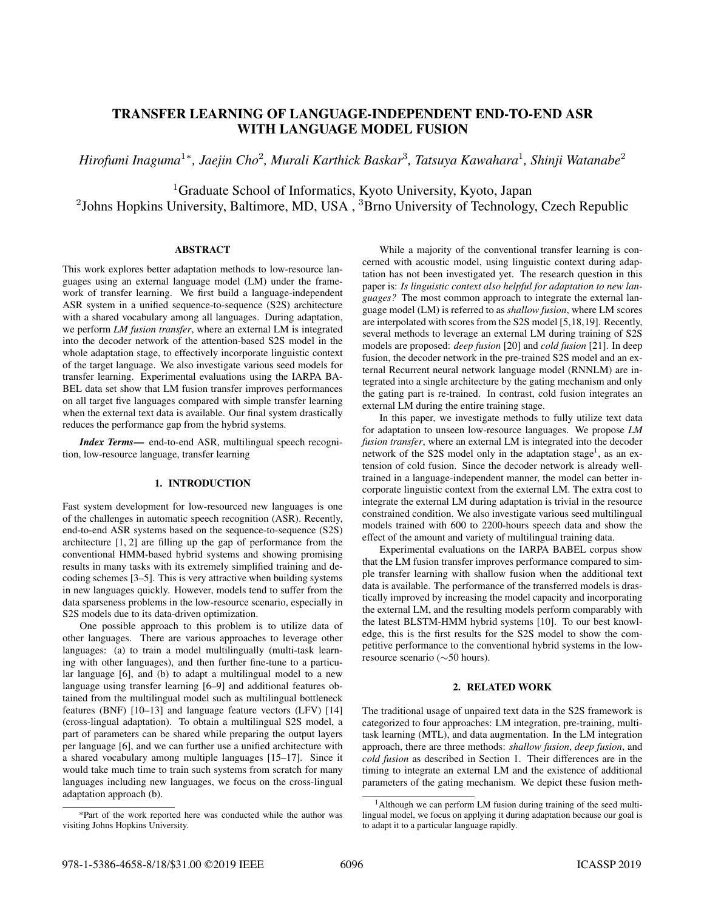# TRANSFER LEARNING OF LANGUAGE-INDEPENDENT END-TO-END ASR WITH LANGUAGE MODEL FUSION

*Hirofumi Inaguma[1*], Jaejin Cho[2], Murali Karthick Baskar[3], Tatsuya Kawahara[1], Shinji Watanabe[2]*

[1]Graduate School of Informatics, Kyoto University, Kyoto, Japan
[2]Johns Hopkins University, Baltimore, MD, USA , [3]Brno University of Technology, Czech Republic

## ABSTRACT

This work explores better adaptation methods to low-resource languages using an external language model (LM) under the framework of transfer learning. We first build a language-independent ASR system in a unified sequence-to-sequence (S2S) architecture with a shared vocabulary among all languages. During adaptation, we perform *LM fusion transfer*, where an external LM is integrated into the decoder network of the attention-based S2S model in the whole adaptation stage, to effectively incorporate linguistic context of the target language. We also investigate various seed models for transfer learning. Experimental evaluations using the IARPA BABEL data set show that LM fusion transfer improves performances on all target five languages compared with simple transfer learning when the external text data is available. Our final system drastically reduces the performance gap from the hybrid systems.

***Index Terms***— end-to-end ASR, multilingual speech recognition, low-resource language, transfer learning

## 1. INTRODUCTION

Fast system development for low-resourced new languages is one of the challenges in automatic speech recognition (ASR). Recently, end-to-end ASR systems based on the sequence-to-sequence (S2S) architecture [1, 2] are filling up the gap of performance from the conventional HMM-based hybrid systems and showing promising results in many tasks with its extremely simplified training and decoding schemes [3–5]. This is very attractive when building systems in new languages quickly. However, models tend to suffer from the data sparseness problems in the low-resource scenario, especially in S2S models due to its data-driven optimization.

One possible approach to this problem is to utilize data of other languages. There are various approaches to leverage other languages: (a) to train a model multilingually (multi-task learning with other languages), and then further fine-tune to a particular language [6], and (b) to adapt a multilingual model to a new language using transfer learning [6–9] and additional features obtained from the multilingual model such as multilingual bottleneck features (BNF) [10–13] and language feature vectors (LFV) [14] (cross-lingual adaptation). To obtain a multilingual S2S model, a part of parameters can be shared while preparing the output layers per language [6], and we can further use a unified architecture with a shared vocabulary among multiple languages [15–17]. Since it would take much time to train such systems from scratch for many languages including new languages, we focus on the cross-lingual adaptation approach (b).

While a majority of the conventional transfer learning is concerned with acoustic model, using linguistic context during adaptation has not been investigated yet. The research question in this paper is: *Is linguistic context also helpful for adaptation to new languages?* The most common approach to integrate the external language model (LM) is referred to as *shallow fusion*, where LM scores are interpolated with scores from the S2S model [5,18,19]. Recently, several methods to leverage an external LM during training of S2S models are proposed: *deep fusion* [20] and *cold fusion* [21]. In deep fusion, the decoder network in the pre-trained S2S model and an external Recurrent neural network language model (RNNLM) are integrated into a single architecture by the gating mechanism and only the gating part is re-trained. In contrast, cold fusion integrates an external LM during the entire training stage.

In this paper, we investigate methods to fully utilize text data for adaptation to unseen low-resource languages. We propose *LM fusion transfer*, where an external LM is integrated into the decoder network of the S2S model only in the adaptation stage[1], as an extension of cold fusion. Since the decoder network is already well-trained in a language-independent manner, the model can better incorporate linguistic context from the external LM. The extra cost to integrate the external LM during adaptation is trivial in the resource constrained condition. We also investigate various seed multilingual models trained with 600 to 2200-hours speech data and show the effect of the amount and variety of multilingual training data.

Experimental evaluations on the IARPA BABEL corpus show that the LM fusion transfer improves performance compared to simple transfer learning with shallow fusion when the additional text data is available. The performance of the transferred models is drastically improved by increasing the model capacity and incorporating the external LM, and the resulting models perform comparably with the latest BLSTM-HMM hybrid systems [10]. To our best knowledge, this is the first results for the S2S model to show the competitive performance to the conventional hybrid systems in the low-resource scenario (∼50 hours).

## 2. RELATED WORK

The traditional usage of unpaired text data in the S2S framework is categorized to four approaches: LM integration, pre-training, multi-task learning (MTL), and data augmentation. In the LM integration approach, there are three methods: *shallow fusion*, *deep fusion*, and *cold fusion* as described in Section 1. Their differences are in the timing to integrate an external LM and the existence of additional parameters of the gating mechanism. We depict these fusion meth-

[1]Although we can perform LM fusion during training of the seed multilingual model, we focus on applying it during adaptation because our goal is to adapt it to a particular language rapidly.

*Part of the work reported here was conducted while the author was visiting Johns Hopkins University.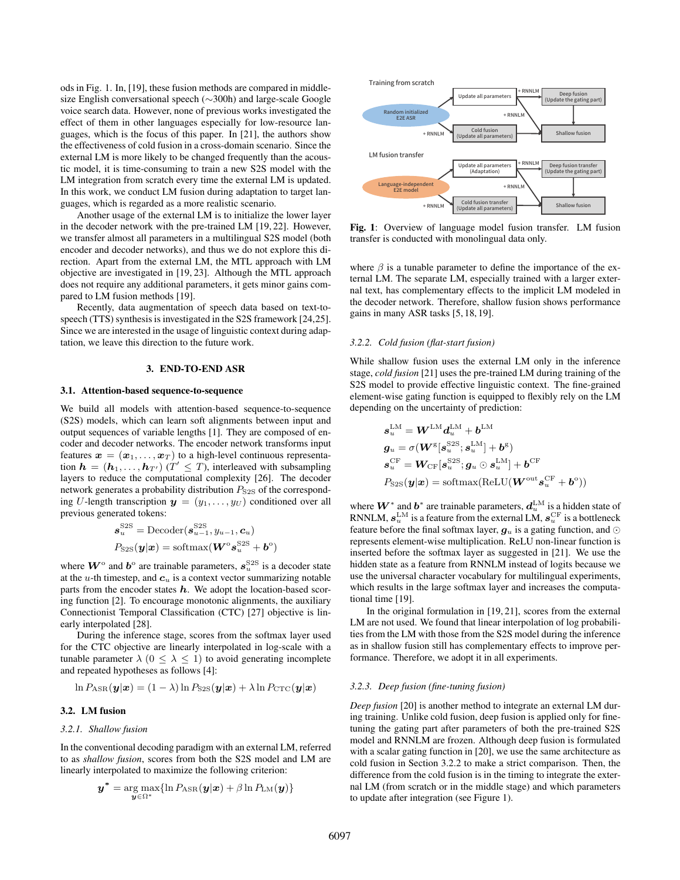ods in Fig. 1. In, [19], these fusion methods are compared in middle-size English conversational speech (∼300h) and large-scale Google voice search data. However, none of previous works investigated the effect of them in other languages especially for low-resource languages, which is the focus of this paper. In [21], the authors show the effectiveness of cold fusion in a cross-domain scenario. Since the external LM is more likely to be changed frequently than the acoustic model, it is time-consuming to train a new S2S model with the LM integration from scratch every time the external LM is updated. In this work, we conduct LM fusion during adaptation to target languages, which is regarded as a more realistic scenario.

Another usage of the external LM is to initialize the lower layer in the decoder network with the pre-trained LM [19, 22]. However, we transfer almost all parameters in a multilingual S2S model (both encoder and decoder networks), and thus we do not explore this direction. Apart from the external LM, the MTL approach with LM objective are investigated in [19, 23]. Although the MTL approach does not require any additional parameters, it gets minor gains compared to LM fusion methods [19].

Recently, data augmentation of speech data based on text-to-speech (TTS) synthesis is investigated in the S2S framework [24,25]. Since we are interested in the usage of linguistic context during adaptation, we leave this direction to the future work.

## 3. END-TO-END ASR

### 3.1. Attention-based sequence-to-sequence

We build all models with attention-based sequence-to-sequence (S2S) models, which can learn soft alignments between input and output sequences of variable lengths [1]. They are composed of encoder and decoder networks. The encoder network transforms input features $\boldsymbol{x} = (\boldsymbol{x}_1, \dots, \boldsymbol{x}_T)$ to a high-level continuous representation $\boldsymbol{h} = (\boldsymbol{h}_1, \dots, \boldsymbol{h}_{T'})$ $(T' \leq T)$, interleaved with subsampling layers to reduce the computational complexity [26]. The decoder network generates a probability distribution $P_{\mathrm{S2S}}$ of the corresponding $U$-length transcription $\boldsymbol{y} = (y_1, \dots, y_U)$ conditioned over all previous generated tokens:

$$\boldsymbol{s}_u^{\mathrm{S2S}} = \mathrm{Decoder}(\boldsymbol{s}_{u-1}^{\mathrm{S2S}}, y_{u-1}, \boldsymbol{c}_u)$$

$$P_{\mathrm{S2S}}(\boldsymbol{y}|\boldsymbol{x}) = \mathrm{softmax}(\boldsymbol{W}^{\mathrm{o}} \boldsymbol{s}_u^{\mathrm{S2S}} + \boldsymbol{b}^{\mathrm{o}})$$

where $\boldsymbol{W}^{\mathrm{o}}$ and $\boldsymbol{b}^{\mathrm{o}}$ are trainable parameters, $\boldsymbol{s}_u^{\mathrm{S2S}}$ is a decoder state at the $u$-th timestep, and $\boldsymbol{c}_u$ is a context vector summarizing notable parts from the encoder states $\boldsymbol{h}$. We adopt the location-based scoring function [2]. To encourage monotonic alignments, the auxiliary Connectionist Temporal Classification (CTC) [27] objective is linearly interpolated [28].

During the inference stage, scores from the softmax layer used for the CTC objective are linearly interpolated in log-scale with a tunable parameter $\lambda$ $(0 \leq \lambda \leq 1)$ to avoid generating incomplete and repeated hypotheses as follows [4]:

$$\ln P_{\mathrm{ASR}}(\boldsymbol{y}|\boldsymbol{x}) = (1 - \lambda) \ln P_{\mathrm{S2S}}(\boldsymbol{y}|\boldsymbol{x}) + \lambda \ln P_{\mathrm{CTC}}(\boldsymbol{y}|\boldsymbol{x})$$

### 3.2. LM fusion

#### 3.2.1. Shallow fusion

In the conventional decoding paradigm with an external LM, referred to as *shallow fusion*, scores from both the S2S model and LM are linearly interpolated to maximize the following criterion:

$$\boldsymbol{y}^* = \underset{\boldsymbol{y} \in \Omega^*}{\arg\max} \{\ln P_{\mathrm{ASR}}(\boldsymbol{y}|\boldsymbol{x}) + \beta \ln P_{\mathrm{LM}}(\boldsymbol{y})\}$$

**Fig. 1**: Overview of language model fusion transfer. LM fusion transfer is conducted with monolingual data only.

where $\beta$ is a tunable parameter to define the importance of the external LM. The separate LM, especially trained with a larger external text, has complementary effects to the implicit LM modeled in the decoder network. Therefore, shallow fusion shows performance gains in many ASR tasks [5, 18, 19].

#### 3.2.2. Cold fusion (flat-start fusion)

While shallow fusion uses the external LM only in the inference stage, *cold fusion* [21] uses the pre-trained LM during training of the S2S model to provide effective linguistic context. The fine-grained element-wise gating function is equipped to flexibly rely on the LM depending on the uncertainty of prediction:

$$\boldsymbol{s}_u^{\mathrm{LM}} = \boldsymbol{W}^{\mathrm{LM}} \boldsymbol{d}_u^{\mathrm{LM}} + \boldsymbol{b}^{\mathrm{LM}}$$

$$\boldsymbol{g}_u = \sigma(\boldsymbol{W}^{\mathrm{g}} [\boldsymbol{s}_u^{\mathrm{S2S}}; \boldsymbol{s}_u^{\mathrm{LM}}] + \boldsymbol{b}^{\mathrm{g}})$$

$$\boldsymbol{s}_u^{\mathrm{CF}} = \boldsymbol{W}_{\mathrm{CF}} [\boldsymbol{s}_u^{\mathrm{S2S}}; \boldsymbol{g}_u \odot \boldsymbol{s}_u^{\mathrm{LM}}] + \boldsymbol{b}^{\mathrm{CF}}$$

$$P_{\mathrm{S2S}}(\boldsymbol{y}|\boldsymbol{x}) = \mathrm{softmax}(\mathrm{ReLU}(\boldsymbol{W}^{\mathrm{out}} \boldsymbol{s}_u^{\mathrm{CF}} + \boldsymbol{b}^{\mathrm{o}}))$$

where $\boldsymbol{W}^*$ and $\boldsymbol{b}^*$ are trainable parameters, $\boldsymbol{d}_u^{\mathrm{LM}}$ is a hidden state of RNNLM, $\boldsymbol{s}_u^{\mathrm{LM}}$ is a feature from the external LM, $\boldsymbol{s}_u^{\mathrm{CF}}$ is a bottleneck feature before the final softmax layer, $\boldsymbol{g}_u$ is a gating function, and $\odot$ represents element-wise multiplication. ReLU non-linear function is inserted before the softmax layer as suggested in [21]. We use the hidden state as a feature from RNNLM instead of logits because we use the universal character vocabulary for multilingual experiments, which results in the large softmax layer and increases the computational time [19].

In the original formulation in [19, 21], scores from the external LM are not used. We found that linear interpolation of log probabilities from the LM with those from the S2S model during the inference as in shallow fusion still has complementary effects to improve performance. Therefore, we adopt it in all experiments.

#### 3.2.3. Deep fusion (fine-tuning fusion)

*Deep fusion* [20] is another method to integrate an external LM during training. Unlike cold fusion, deep fusion is applied only for fine-tuning the gating part after parameters of both the pre-trained S2S model and RNNLM are frozen. Although deep fusion is formulated with a scalar gating function in [20], we use the same architecture as cold fusion in Section 3.2.2 to make a strict comparison. Then, the difference from the cold fusion is in the timing to integrate the external LM (from scratch or in the middle stage) and which parameters to update after integration (see Figure 1).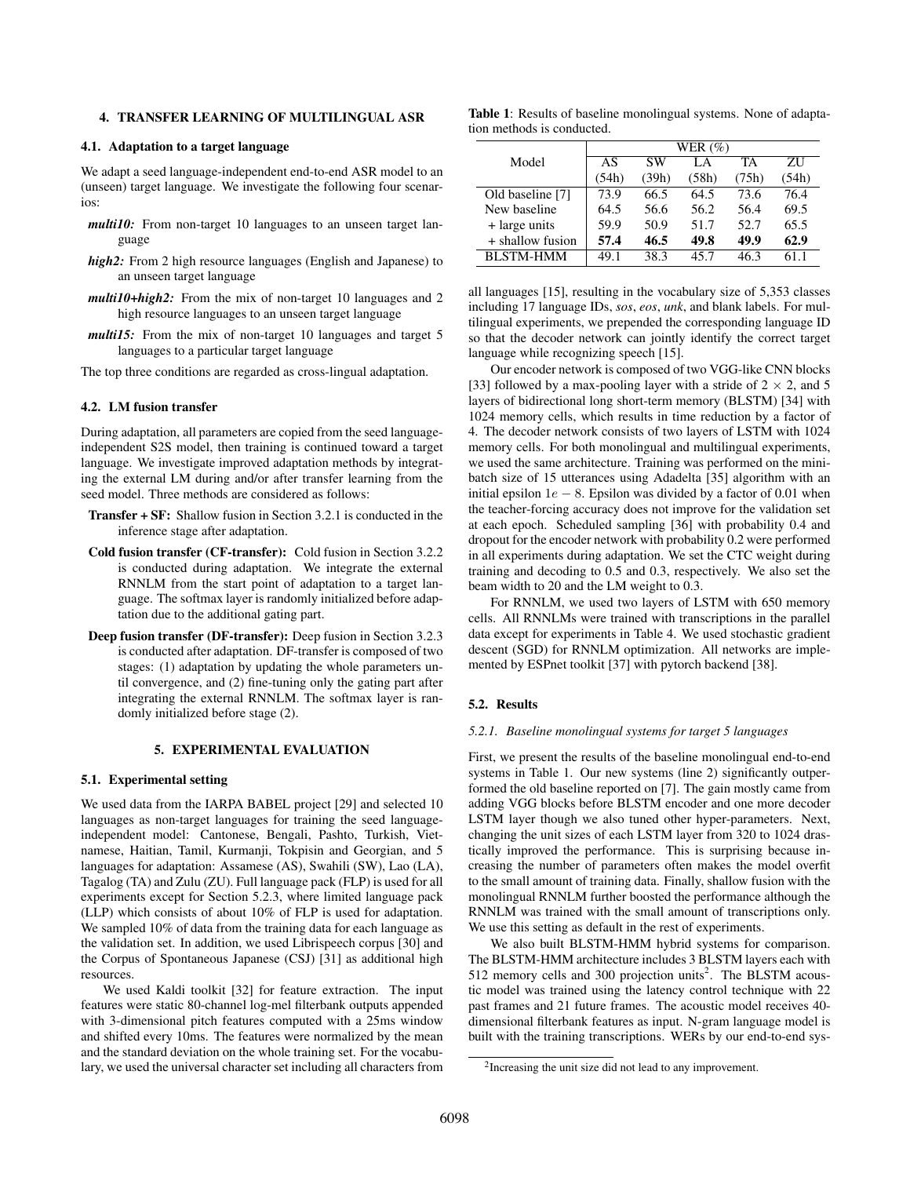### 4. TRANSFER LEARNING OF MULTILINGUAL ASR

#### 4.1. Adaptation to a target language

We adapt a seed language-independent end-to-end ASR model to an (unseen) target language. We investigate the following four scenarios:

- ***multi10:*** From non-target 10 languages to an unseen target language
- ***high2:*** From 2 high resource languages (English and Japanese) to an unseen target language
- ***multi10+high2:*** From the mix of non-target 10 languages and 2 high resource languages to an unseen target language
- ***multi15:*** From the mix of non-target 10 languages and target 5 languages to a particular target language

The top three conditions are regarded as cross-lingual adaptation.

#### 4.2. LM fusion transfer

During adaptation, all parameters are copied from the seed language-independent S2S model, then training is continued toward a target language. We investigate improved adaptation methods by integrating the external LM during and/or after transfer learning from the seed model. Three methods are considered as follows:

- **Transfer + SF:** Shallow fusion in Section 3.2.1 is conducted in the inference stage after adaptation.
- **Cold fusion transfer (CF-transfer):** Cold fusion in Section 3.2.2 is conducted during adaptation. We integrate the external RNNLM from the start point of adaptation to a target language. The softmax layer is randomly initialized before adaptation due to the additional gating part.
- **Deep fusion transfer (DF-transfer):** Deep fusion in Section 3.2.3 is conducted after adaptation. DF-transfer is composed of two stages: (1) adaptation by updating the whole parameters until convergence, and (2) fine-tuning only the gating part after integrating the external RNNLM. The softmax layer is randomly initialized before stage (2).

### 5. EXPERIMENTAL EVALUATION

#### 5.1. Experimental setting

We used data from the IARPA BABEL project [29] and selected 10 languages as non-target languages for training the seed language-independent model: Cantonese, Bengali, Pashto, Turkish, Vietnamese, Haitian, Tamil, Kurmanji, Tokpisin and Georgian, and 5 languages for adaptation: Assamese (AS), Swahili (SW), Lao (LA), Tagalog (TA) and Zulu (ZU). Full language pack (FLP) is used for all experiments except for Section 5.2.3, where limited language pack (LLP) which consists of about 10% of FLP is used for adaptation. We sampled 10% of data from the training data for each language as the validation set. In addition, we used Librispeech corpus [30] and the Corpus of Spontaneous Japanese (CSJ) [31] as additional high resources.

We used Kaldi toolkit [32] for feature extraction. The input features were static 80-channel log-mel filterbank outputs appended with 3-dimensional pitch features computed with a 25ms window and shifted every 10ms. The features were normalized by the mean and the standard deviation on the whole training set. For the vocabulary, we used the universal character set including all characters from all languages [15], resulting in the vocabulary size of 5,353 classes including 17 language IDs, *sos*, *eos*, *unk*, and blank labels. For multilingual experiments, we prepended the corresponding language ID so that the decoder network can jointly identify the correct target language while recognizing speech [15].

Our encoder network is composed of two VGG-like CNN blocks [33] followed by a max-pooling layer with a stride of $2 \times 2$, and 5 layers of bidirectional long short-term memory (BLSTM) [34] with 1024 memory cells, which results in time reduction by a factor of 4. The decoder network consists of two layers of LSTM with 1024 memory cells. For both monolingual and multilingual experiments, we used the same architecture. Training was performed on the mini-batch size of 15 utterances using Adadelta [35] algorithm with an initial epsilon $1e-8$. Epsilon was divided by a factor of 0.01 when the teacher-forcing accuracy does not improve for the validation set at each epoch. Scheduled sampling [36] with probability 0.4 and dropout for the encoder network with probability 0.2 were performed in all experiments during adaptation. We set the CTC weight during training and decoding to 0.5 and 0.3, respectively. We also set the beam width to 20 and the LM weight to 0.3.

For RNNLM, we used two layers of LSTM with 650 memory cells. All RNNLMs were trained with transcriptions in the parallel data except for experiments in Table 4. We used stochastic gradient descent (SGD) for RNNLM optimization. All networks are implemented by ESPnet toolkit [37] with pytorch backend [38].

#### 5.2. Results

##### 5.2.1. Baseline monolingual systems for target 5 languages

**Table 1**: Results of baseline monolingual systems. None of adaptation methods is conducted.

| Model | WER (%) | | | | |
|---|---|---|---|---|---|
| | AS (54h) | SW (39h) | LA (58h) | TA (75h) | ZU (54h) |
| Old baseline [7] | 73.9 | 66.5 | 64.5 | 73.6 | 76.4 |
| New baseline | 64.5 | 56.6 | 56.2 | 56.4 | 69.5 |
| + large units | 59.9 | 50.9 | 51.7 | 52.7 | 65.5 |
| + shallow fusion | **57.4** | **46.5** | **49.8** | **49.9** | **62.9** |
| BLSTM-HMM | 49.1 | 38.3 | 45.7 | 46.3 | 61.1 |

First, we present the results of the baseline monolingual end-to-end systems in Table 1. Our new systems (line 2) significantly outperformed the old baseline reported on [7]. The gain mostly came from adding VGG blocks before BLSTM encoder and one more decoder LSTM layer though we also tuned other hyper-parameters. Next, changing the unit sizes of each LSTM layer from 320 to 1024 drastically improved the performance. This is surprising because increasing the number of parameters often makes the model overfit to the small amount of training data. Finally, shallow fusion with the monolingual RNNLM further boosted the performance although the RNNLM was trained with the small amount of transcriptions only. We use this setting as default in the rest of experiments.

We also built BLSTM-HMM hybrid systems for comparison. The BLSTM-HMM architecture includes 3 BLSTM layers each with 512 memory cells and 300 projection units[2]. The BLSTM acoustic model was trained using the latency control technique with 22 past frames and 21 future frames. The acoustic model receives 40-dimensional filterbank features as input. N-gram language model is built with the training transcriptions. WERs by our end-to-end sys-

[2] Increasing the unit size did not lead to any improvement.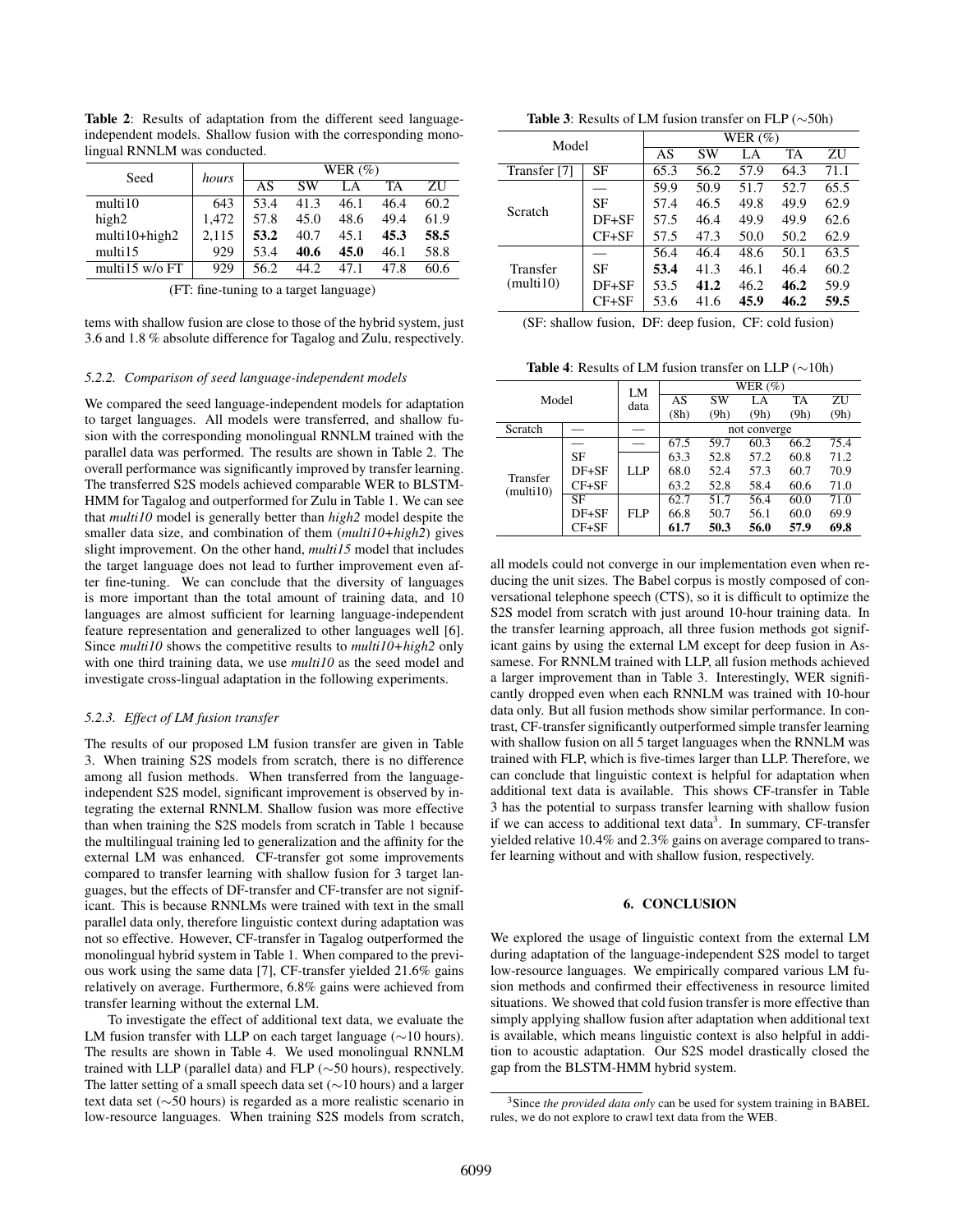**Table 2**: Results of adaptation from the different seed language-independent models. Shallow fusion with the corresponding monolingual RNNLM was conducted.

| Seed | *hours* | WER (%) | | | | |
|---|---|---|---|---|---|---|
| | | AS | SW | LA | TA | ZU |
| multi10 | 643 | 53.4 | 41.3 | 46.1 | 46.4 | 60.2 |
| high2 | 1,472 | 57.8 | 45.0 | 48.6 | 49.4 | 61.9 |
| multi10+high2 | 2,115 | **53.2** | 40.7 | 45.1 | **45.3** | **58.5** |
| multi15 | 929 | 53.4 | **40.6** | **45.0** | 46.1 | 58.8 |
| multi15 w/o FT | 929 | 56.2 | 44.2 | 47.1 | 47.8 | 60.6 |

(FT: fine-tuning to a target language)

tems with shallow fusion are close to those of the hybrid system, just 3.6 and 1.8 % absolute difference for Tagalog and Zulu, respectively.

#### 5.2.2. Comparison of seed language-independent models

We compared the seed language-independent models for adaptation to target languages. All models were transferred, and shallow fusion with the corresponding monolingual RNNLM trained with the parallel data was performed. The results are shown in Table 2. The overall performance was significantly improved by transfer learning. The transferred S2S models achieved comparable WER to BLSTM-HMM for Tagalog and outperformed for Zulu in Table 1. We can see that *multi10* model is generally better than *high2* model despite the smaller data size, and combination of them (*multi10+high2*) gives slight improvement. On the other hand, *multi15* model that includes the target language does not lead to further improvement even after fine-tuning. We can conclude that the diversity of languages is more important than the total amount of training data, and 10 languages are almost sufficient for learning language-independent feature representation and generalized to other languages well [6]. Since *multi10* shows the competitive results to *multi10+high2* only with one third training data, we use *multi10* as the seed model and investigate cross-lingual adaptation in the following experiments.

#### 5.2.3. Effect of LM fusion transfer

The results of our proposed LM fusion transfer are given in Table 3. When training S2S models from scratch, there is no difference among all fusion methods. When transferred from the language-independent S2S model, significant improvement is observed by integrating the external RNNLM. Shallow fusion was more effective than when training the S2S models from scratch in Table 1 because the multilingual training led to generalization and the affinity for the external LM was enhanced. CF-transfer got some improvements compared to transfer learning with shallow fusion for 3 target languages, but the effects of DF-transfer and CF-transfer are not significant. This is because RNNLMs were trained with text in the small parallel data only, therefore linguistic context during adaptation was not so effective. However, CF-transfer in Tagalog outperformed the monolingual hybrid system in Table 1. When compared to the previous work using the same data [7], CF-transfer yielded 21.6% gains relatively on average. Furthermore, 6.8% gains were achieved from transfer learning without the external LM.

To investigate the effect of additional text data, we evaluate the LM fusion transfer with LLP on each target language (∼10 hours). The results are shown in Table 4. We used monolingual RNNLM trained with LLP (parallel data) and FLP (∼50 hours), respectively. The latter setting of a small speech data set (∼10 hours) and a larger text data set (∼50 hours) is regarded as a more realistic scenario in low-resource languages. When training S2S models from scratch,

**Table 3**: Results of LM fusion transfer on FLP (∼50h)

| Model | | WER (%) | | | | |
|---|---|---|---|---|---|---|
| | | AS | SW | LA | TA | ZU |
| Transfer [7] | SF | 65.3 | 56.2 | 57.9 | 64.3 | 71.1 |
| Scratch | — | 59.9 | 50.9 | 51.7 | 52.7 | 65.5 |
| | SF | 57.4 | 46.5 | 49.8 | 49.9 | 62.9 |
| | DF+SF | 57.5 | 46.4 | 49.9 | 49.9 | 62.6 |
| | CF+SF | 57.5 | 47.3 | 50.0 | 50.2 | 62.9 |
| Transfer (multi10) | — | 56.4 | 46.4 | 48.6 | 50.1 | 63.5 |
| | SF | **53.4** | 41.3 | 46.1 | 46.4 | 60.2 |
| | DF+SF | 53.5 | **41.2** | 46.2 | **46.2** | 59.9 |
| | CF+SF | 53.6 | 41.6 | **45.9** | **46.2** | **59.5** |

(SF: shallow fusion, DF: deep fusion, CF: cold fusion)

**Table 4**: Results of LM fusion transfer on LLP (∼10h)

| Model | | LM data | WER (%) | | | | |
|---|---|---|---|---|---|---|---|
| | | | AS (8h) | SW (9h) | LA (9h) | TA (9h) | ZU (9h) |
| Scratch | — | — | not converge | | | | |
| Transfer (multi10) | — | — | 67.5 | 59.7 | 60.3 | 66.2 | 75.4 |
| | SF | LLP | 63.3 | 52.8 | 57.2 | 60.8 | 71.2 |
| | DF+SF | LLP | 68.0 | 52.4 | 57.3 | 60.7 | 70.9 |
| | CF+SF | LLP | 63.2 | 52.8 | 58.4 | 60.6 | 71.0 |
| | SF | FLP | 62.7 | 51.7 | 56.4 | 60.0 | 71.0 |
| | DF+SF | FLP | 66.8 | 50.7 | 56.1 | 60.0 | 69.9 |
| | CF+SF | FLP | **61.7** | **50.3** | **56.0** | **57.9** | **69.8** |

all models could not converge in our implementation even when reducing the unit sizes. The Babel corpus is mostly composed of conversational telephone speech (CTS), so it is difficult to optimize the S2S model from scratch with just around 10-hour training data. In the transfer learning approach, all three fusion methods got significant gains by using the external LM except for deep fusion in Assamese. For RNNLM trained with LLP, all fusion methods achieved a larger improvement than in Table 3. Interestingly, WER significantly dropped even when each RNNLM was trained with 10-hour data only. But all fusion methods show similar performance. In contrast, CF-transfer significantly outperformed simple transfer learning with shallow fusion on all 5 target languages when the RNNLM was trained with FLP, which is five-times larger than LLP. Therefore, we can conclude that linguistic context is helpful for adaptation when additional text data is available. This shows CF-transfer in Table 3 has the potential to surpass transfer learning with shallow fusion if we can access to additional text data[3]. In summary, CF-transfer yielded relative 10.4% and 2.3% gains on average compared to transfer learning without and with shallow fusion, respectively.

## 6. CONCLUSION

We explored the usage of linguistic context from the external LM during adaptation of the language-independent S2S model to target low-resource languages. We empirically compared various LM fusion methods and confirmed their effectiveness in resource limited situations. We showed that cold fusion transfer is more effective than simply applying shallow fusion after adaptation when additional text is available, which means linguistic context is also helpful in addition to acoustic adaptation. Our S2S model drastically closed the gap from the BLSTM-HMM hybrid system.

[3] Since *the provided data only* can be used for system training in BABEL rules, we do not explore to crawl text data from the WEB.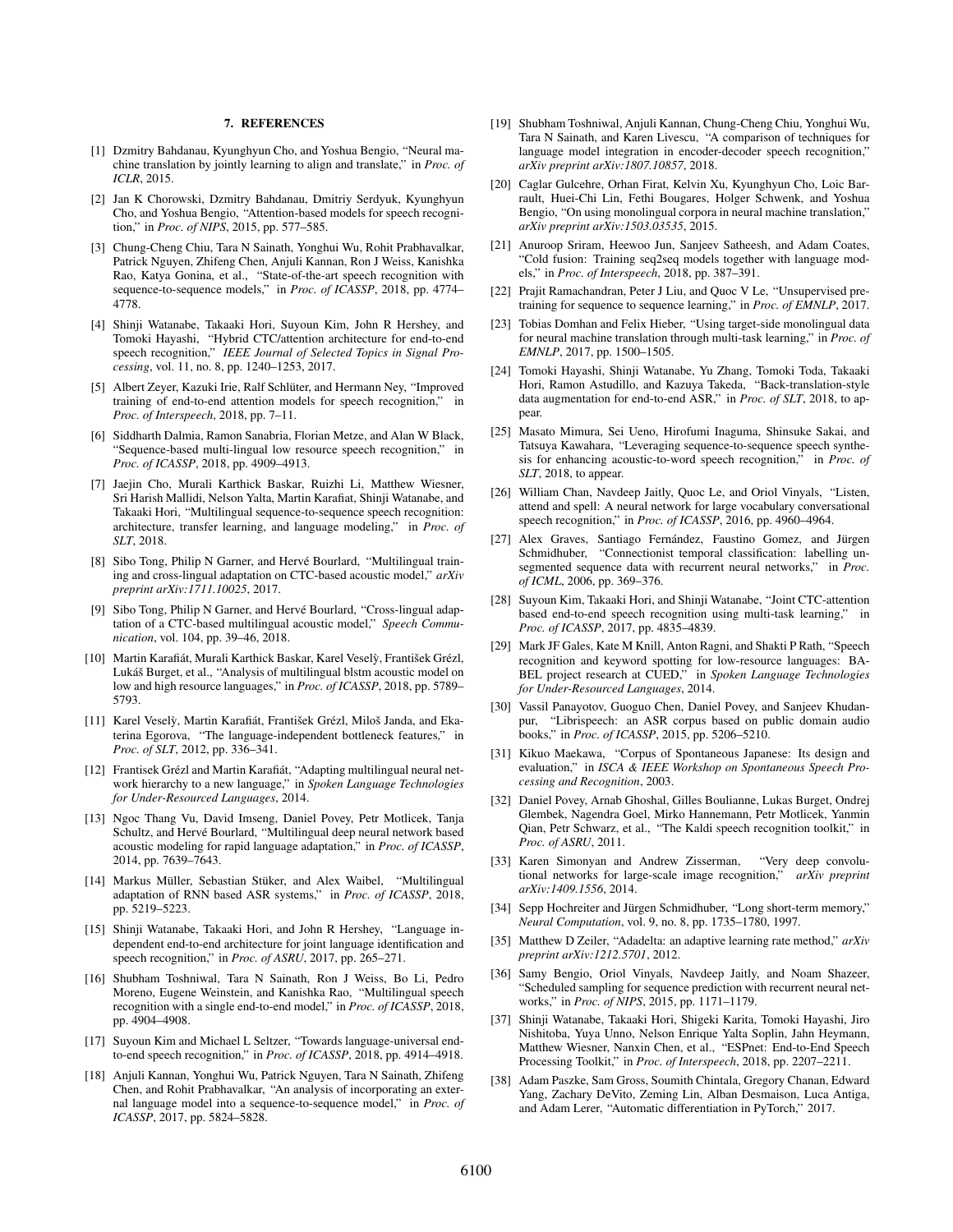## 7. REFERENCES

[1] Dzmitry Bahdanau, Kyunghyun Cho, and Yoshua Bengio, "Neural machine translation by jointly learning to align and translate," in *Proc. of ICLR*, 2015.

[2] Jan K Chorowski, Dzmitry Bahdanau, Dmitriy Serdyuk, Kyunghyun Cho, and Yoshua Bengio, "Attention-based models for speech recognition," in *Proc. of NIPS*, 2015, pp. 577–585.

[3] Chung-Cheng Chiu, Tara N Sainath, Yonghui Wu, Rohit Prabhavalkar, Patrick Nguyen, Zhifeng Chen, Anjuli Kannan, Ron J Weiss, Kanishka Rao, Katya Gonina, et al., "State-of-the-art speech recognition with sequence-to-sequence models," in *Proc. of ICASSP*, 2018, pp. 4774–4778.

[4] Shinji Watanabe, Takaaki Hori, Suyoun Kim, John R Hershey, and Tomoki Hayashi, "Hybrid CTC/attention architecture for end-to-end speech recognition," *IEEE Journal of Selected Topics in Signal Processing*, vol. 11, no. 8, pp. 1240–1253, 2017.

[5] Albert Zeyer, Kazuki Irie, Ralf Schlüter, and Hermann Ney, "Improved training of end-to-end attention models for speech recognition," in *Proc. of Interspeech*, 2018, pp. 7–11.

[6] Siddharth Dalmia, Ramon Sanabria, Florian Metze, and Alan W Black, "Sequence-based multi-lingual low resource speech recognition," in *Proc. of ICASSP*, 2018, pp. 4909–4913.

[7] Jaejin Cho, Murali Karthick Baskar, Ruizhi Li, Matthew Wiesner, Sri Harish Mallidi, Nelson Yalta, Martin Karafiat, Shinji Watanabe, and Takaaki Hori, "Multilingual sequence-to-sequence speech recognition: architecture, transfer learning, and language modeling," in *Proc. of SLT*, 2018.

[8] Sibo Tong, Philip N Garner, and Hervé Bourlard, "Multilingual training and cross-lingual adaptation on CTC-based acoustic model," *arXiv preprint arXiv:1711.10025*, 2017.

[9] Sibo Tong, Philip N Garner, and Hervé Bourlard, "Cross-lingual adaptation of a CTC-based multilingual acoustic model," *Speech Communication*, vol. 104, pp. 39–46, 2018.

[10] Martin Karafiát, Murali Karthick Baskar, Karel Veselỳ, František Grézl, Lukáš Burget, et al., "Analysis of multilingual blstm acoustic model on low and high resource languages," in *Proc. of ICASSP*, 2018, pp. 5789–5793.

[11] Karel Veselỳ, Martin Karafiát, František Grézl, Miloš Janda, and Ekaterina Egorova, "The language-independent bottleneck features," in *Proc. of SLT*, 2012, pp. 336–341.

[12] Frantisek Grézl and Martin Karafiát, "Adapting multilingual neural network hierarchy to a new language," in *Spoken Language Technologies for Under-Resourced Languages*, 2014.

[13] Ngoc Thang Vu, David Imseng, Daniel Povey, Petr Motlicek, Tanja Schultz, and Hervé Bourlard, "Multilingual deep neural network based acoustic modeling for rapid language adaptation," in *Proc. of ICASSP*, 2014, pp. 7639–7643.

[14] Markus Müller, Sebastian Stüker, and Alex Waibel, "Multilingual adaptation of RNN based ASR systems," in *Proc. of ICASSP*, 2018, pp. 5219–5223.

[15] Shinji Watanabe, Takaaki Hori, and John R Hershey, "Language independent end-to-end architecture for joint language identification and speech recognition," in *Proc. of ASRU*, 2017, pp. 265–271.

[16] Shubham Toshniwal, Tara N Sainath, Ron J Weiss, Bo Li, Pedro Moreno, Eugene Weinstein, and Kanishka Rao, "Multilingual speech recognition with a single end-to-end model," in *Proc. of ICASSP*, 2018, pp. 4904–4908.

[17] Suyoun Kim and Michael L Seltzer, "Towards language-universal end-to-end speech recognition," in *Proc. of ICASSP*, 2018, pp. 4914–4918.

[18] Anjuli Kannan, Yonghui Wu, Patrick Nguyen, Tara N Sainath, Zhifeng Chen, and Rohit Prabhavalkar, "An analysis of incorporating an external language model into a sequence-to-sequence model," in *Proc. of ICASSP*, 2017, pp. 5824–5828.

[19] Shubham Toshniwal, Anjuli Kannan, Chung-Cheng Chiu, Yonghui Wu, Tara N Sainath, and Karen Livescu, "A comparison of techniques for language model integration in encoder-decoder speech recognition," *arXiv preprint arXiv:1807.10857*, 2018.

[20] Caglar Gulcehre, Orhan Firat, Kelvin Xu, Kyunghyun Cho, Loic Barrault, Huei-Chi Lin, Fethi Bougares, Holger Schwenk, and Yoshua Bengio, "On using monolingual corpora in neural machine translation," *arXiv preprint arXiv:1503.03535*, 2015.

[21] Anuroop Sriram, Heewoo Jun, Sanjeev Satheesh, and Adam Coates, "Cold fusion: Training seq2seq models together with language models," in *Proc. of Interspeech*, 2018, pp. 387–391.

[22] Prajit Ramachandran, Peter J Liu, and Quoc V Le, "Unsupervised pretraining for sequence to sequence learning," in *Proc. of EMNLP*, 2017.

[23] Tobias Domhan and Felix Hieber, "Using target-side monolingual data for neural machine translation through multi-task learning," in *Proc. of EMNLP*, 2017, pp. 1500–1505.

[24] Tomoki Hayashi, Shinji Watanabe, Yu Zhang, Tomoki Toda, Takaaki Hori, Ramon Astudillo, and Kazuya Takeda, "Back-translation-style data augmentation for end-to-end ASR," in *Proc. of SLT*, 2018, to appear.

[25] Masato Mimura, Sei Ueno, Hirofumi Inaguma, Shinsuke Sakai, and Tatsuya Kawahara, "Leveraging sequence-to-sequence speech synthesis for enhancing acoustic-to-word speech recognition," in *Proc. of SLT*, 2018, to appear.

[26] William Chan, Navdeep Jaitly, Quoc Le, and Oriol Vinyals, "Listen, attend and spell: A neural network for large vocabulary conversational speech recognition," in *Proc. of ICASSP*, 2016, pp. 4960–4964.

[27] Alex Graves, Santiago Fernández, Faustino Gomez, and Jürgen Schmidhuber, "Connectionist temporal classification: labelling unsegmented sequence data with recurrent neural networks," in *Proc. of ICML*, 2006, pp. 369–376.

[28] Suyoun Kim, Takaaki Hori, and Shinji Watanabe, "Joint CTC-attention based end-to-end speech recognition using multi-task learning," in *Proc. of ICASSP*, 2017, pp. 4835–4839.

[29] Mark JF Gales, Kate M Knill, Anton Ragni, and Shakti P Rath, "Speech recognition and keyword spotting for low-resource languages: BABEL project research at CUED," in *Spoken Language Technologies for Under-Resourced Languages*, 2014.

[30] Vassil Panayotov, Guoguo Chen, Daniel Povey, and Sanjeev Khudanpur, "Librispeech: an ASR corpus based on public domain audio books," in *Proc. of ICASSP*, 2015, pp. 5206–5210.

[31] Kikuo Maekawa, "Corpus of Spontaneous Japanese: Its design and evaluation," in *ISCA & IEEE Workshop on Spontaneous Speech Processing and Recognition*, 2003.

[32] Daniel Povey, Arnab Ghoshal, Gilles Boulianne, Lukas Burget, Ondrej Glembek, Nagendra Goel, Mirko Hannemann, Petr Motlicek, Yanmin Qian, Petr Schwarz, et al., "The Kaldi speech recognition toolkit," in *Proc. of ASRU*, 2011.

[33] Karen Simonyan and Andrew Zisserman, "Very deep convolutional networks for large-scale image recognition," *arXiv preprint arXiv:1409.1556*, 2014.

[34] Sepp Hochreiter and Jürgen Schmidhuber, "Long short-term memory," *Neural Computation*, vol. 9, no. 8, pp. 1735–1780, 1997.

[35] Matthew D Zeiler, "Adadelta: an adaptive learning rate method," *arXiv preprint arXiv:1212.5701*, 2012.

[36] Samy Bengio, Oriol Vinyals, Navdeep Jaitly, and Noam Shazeer, "Scheduled sampling for sequence prediction with recurrent neural networks," in *Proc. of NIPS*, 2015, pp. 1171–1179.

[37] Shinji Watanabe, Takaaki Hori, Shigeki Karita, Tomoki Hayashi, Jiro Nishitoba, Yuya Unno, Nelson Enrique Yalta Soplin, Jahn Heymann, Matthew Wiesner, Nanxin Chen, et al., "ESPnet: End-to-End Speech Processing Toolkit," in *Proc. of Interspeech*, 2018, pp. 2207–2211.

[38] Adam Paszke, Sam Gross, Soumith Chintala, Gregory Chanan, Edward Yang, Zachary DeVito, Zeming Lin, Alban Desmaison, Luca Antiga, and Adam Lerer, "Automatic differentiation in PyTorch," 2017.